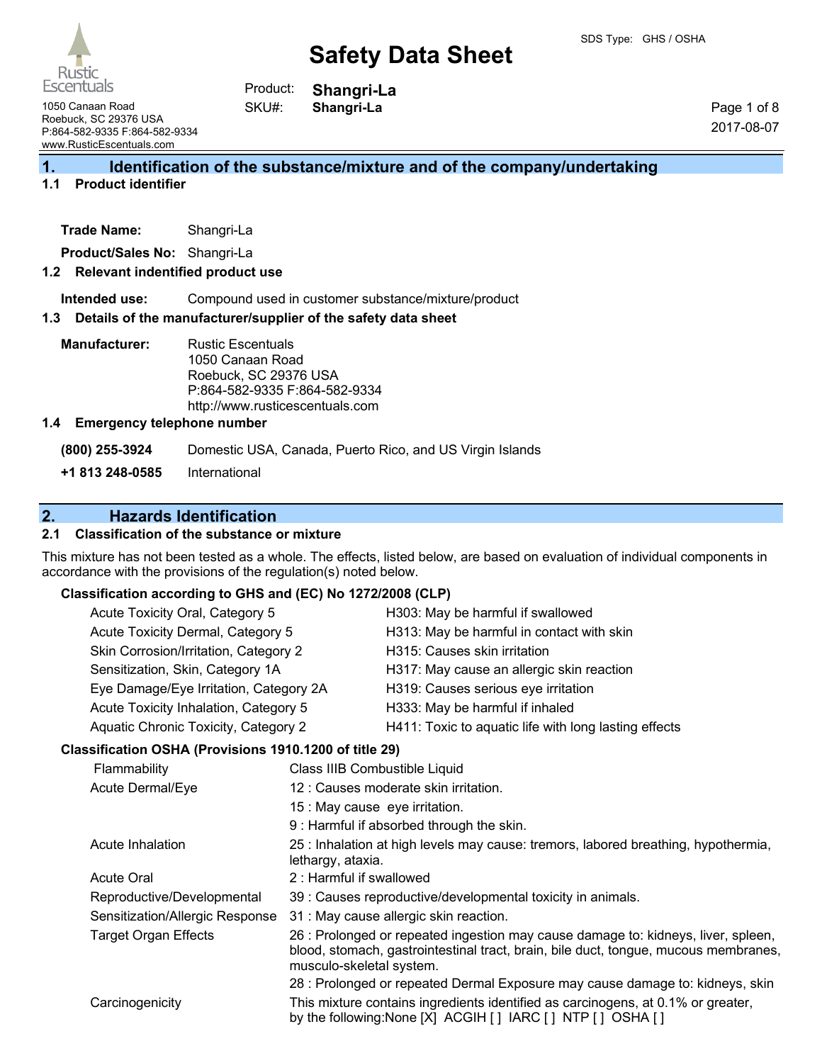Rustic Escentuals
1050 Canaan Road
Roebuck, SC 29376 USA
P:864-582-9335 F:864-582-9334
www.RusticEscentuals.com

SDS Type: GHS / OSHA

# Safety Data Sheet

Product: **Shangri-La**
SKU#: **Shangri-La**

2017-08-07

## 1. Identification of the substance/mixture and of the company/undertaking

### 1.1 Product identifier

**Trade Name:** Shangri-La

**Product/Sales No:** Shangri-La

### 1.2 Relevant indentified product use

**Intended use:** Compound used in customer substance/mixture/product

### 1.3 Details of the manufacturer/supplier of the safety data sheet

**Manufacturer:** Rustic Escentuals
1050 Canaan Road
Roebuck, SC 29376 USA
P:864-582-9335 F:864-582-9334
http://www.rusticescentuals.com

### 1.4 Emergency telephone number

**(800) 255-3924** Domestic USA, Canada, Puerto Rico, and US Virgin Islands

**+1 813 248-0585** International

## 2. Hazards Identification

### 2.1 Classification of the substance or mixture

This mixture has not been tested as a whole. The effects, listed below, are based on evaluation of individual components in accordance with the provisions of the regulation(s) noted below.

**Classification according to GHS and (EC) No 1272/2008 (CLP)**

| | |
|---|---|
| Acute Toxicity Oral, Category 5 | H303: May be harmful if swallowed |
| Acute Toxicity Dermal, Category 5 | H313: May be harmful in contact with skin |
| Skin Corrosion/Irritation, Category 2 | H315: Causes skin irritation |
| Sensitization, Skin, Category 1A | H317: May cause an allergic skin reaction |
| Eye Damage/Eye Irritation, Category 2A | H319: Causes serious eye irritation |
| Acute Toxicity Inhalation, Category 5 | H333: May be harmful if inhaled |
| Aquatic Chronic Toxicity, Category 2 | H411: Toxic to aquatic life with long lasting effects |

**Classification OSHA (Provisions 1910.1200 of title 29)**

| | |
|---|---|
| Flammability | Class IIIB Combustible Liquid |
| Acute Dermal/Eye | 12 : Causes moderate skin irritation. |
| | 15 : May cause eye irritation. |
| | 9 : Harmful if absorbed through the skin. |
| Acute Inhalation | 25 : Inhalation at high levels may cause: tremors, labored breathing, hypothermia, lethargy, ataxia. |
| Acute Oral | 2 : Harmful if swallowed |
| Reproductive/Developmental | 39 : Causes reproductive/developmental toxicity in animals. |
| Sensitization/Allergic Response | 31 : May cause allergic skin reaction. |
| Target Organ Effects | 26 : Prolonged or repeated ingestion may cause damage to: kidneys, liver, spleen, blood, stomach, gastrointestinal tract, brain, bile duct, tongue, mucous membranes, musculo-skeletal system. |
| | 28 : Prolonged or repeated Dermal Exposure may cause damage to: kidneys, skin |
| Carcinogenicity | This mixture contains ingredients identified as carcinogens, at 0.1% or greater, by the following:None [X] ACGIH [ ] IARC [ ] NTP [ ] OSHA [ ] |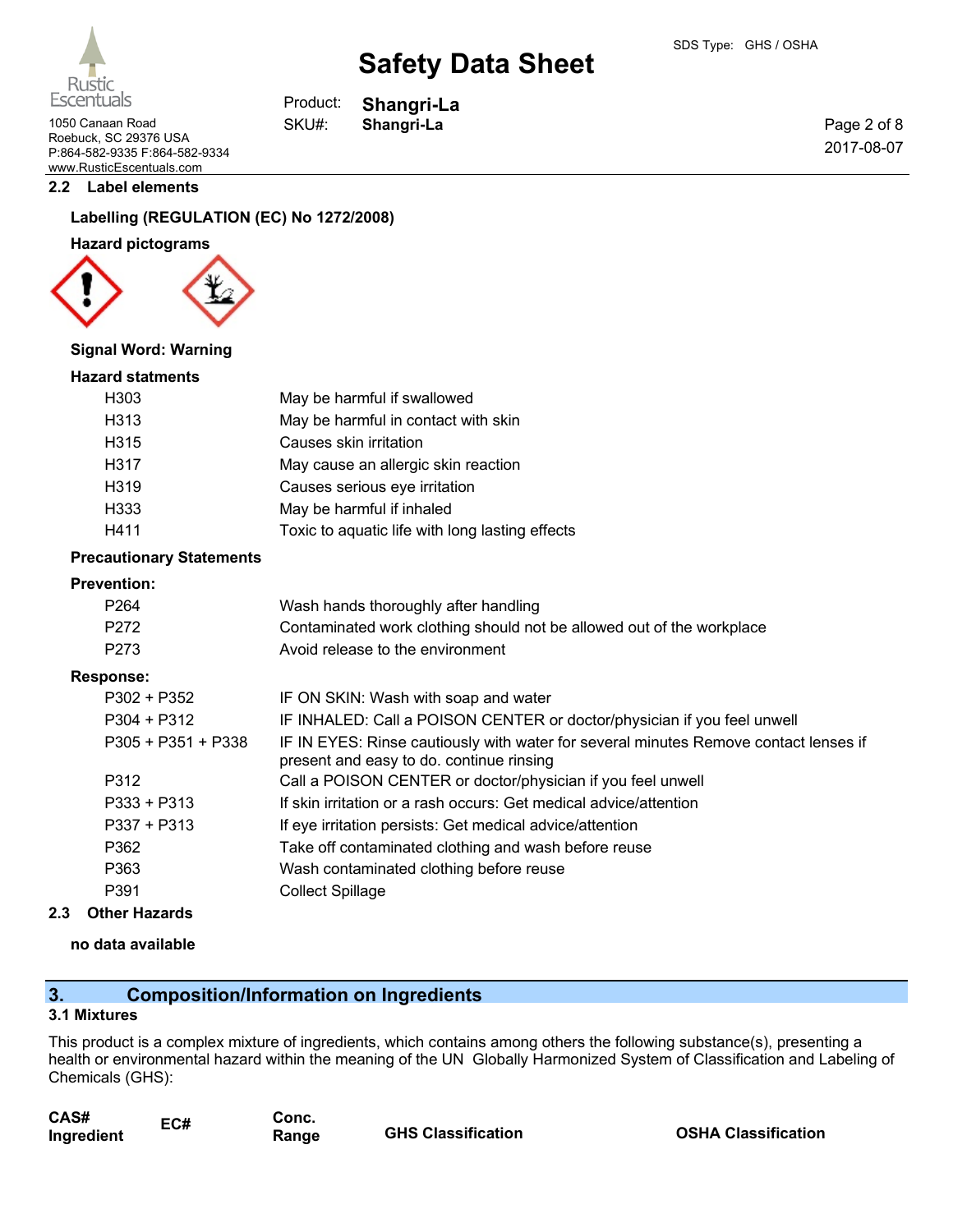## 2.2 Label elements

**Labelling (REGULATION (EC) No 1272/2008)**

**Hazard pictograms**

**Signal Word: Warning**

**Hazard statments**

| | |
|---|---|
| H303 | May be harmful if swallowed |
| H313 | May be harmful in contact with skin |
| H315 | Causes skin irritation |
| H317 | May cause an allergic skin reaction |
| H319 | Causes serious eye irritation |
| H333 | May be harmful if inhaled |
| H411 | Toxic to aquatic life with long lasting effects |

**Precautionary Statements**

**Prevention:**

| | |
|---|---|
| P264 | Wash hands thoroughly after handling |
| P272 | Contaminated work clothing should not be allowed out of the workplace |
| P273 | Avoid release to the environment |

**Response:**

| | |
|---|---|
| P302 + P352 | IF ON SKIN: Wash with soap and water |
| P304 + P312 | IF INHALED: Call a POISON CENTER or doctor/physician if you feel unwell |
| P305 + P351 + P338 | IF IN EYES: Rinse cautiously with water for several minutes Remove contact lenses if present and easy to do. continue rinsing |
| P312 | Call a POISON CENTER or doctor/physician if you feel unwell |
| P333 + P313 | If skin irritation or a rash occurs: Get medical advice/attention |
| P337 + P313 | If eye irritation persists: Get medical advice/attention |
| P362 | Take off contaminated clothing and wash before reuse |
| P363 | Wash contaminated clothing before reuse |
| P391 | Collect Spillage |

## 2.3 Other Hazards

**no data available**

# 3. Composition/Information on Ingredients

## 3.1 Mixtures

This product is a complex mixture of ingredients, which contains among others the following substance(s), presenting a health or environmental hazard within the meaning of the UN Globally Harmonized System of Classification and Labeling of Chemicals (GHS):

| CAS# Ingredient | EC# | Conc. Range | GHS Classification | OSHA Classification |
|---|---|---|---|---|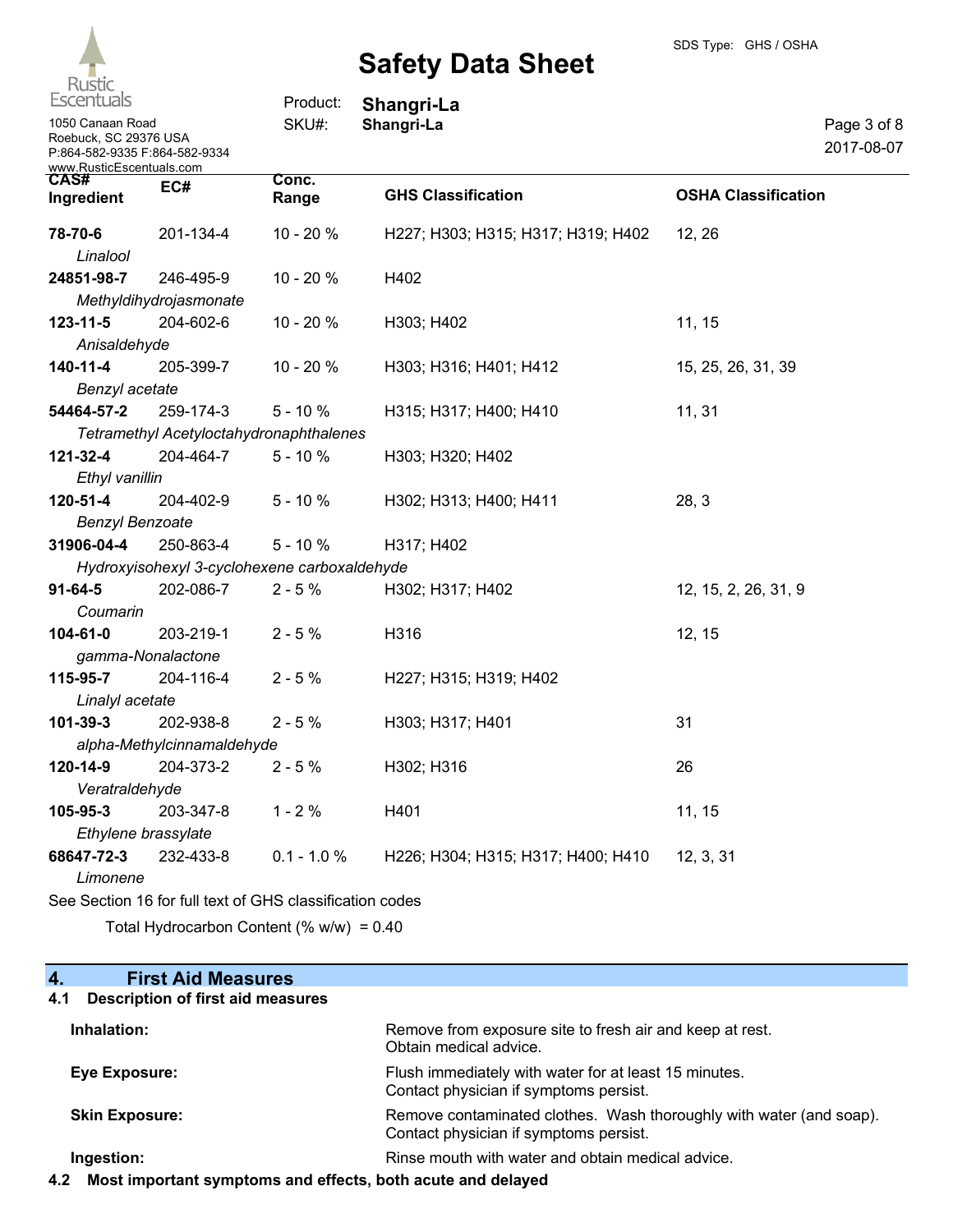| CAS# Ingredient | EC# | Conc. Range | GHS Classification | OSHA Classification |
|---|---|---|---|---|
| **78-70-6** *Linalool* | 201-134-4 | 10 - 20 % | H227; H303; H315; H317; H319; H402 | 12, 26 |
| **24851-98-7** *Methyldihydrojasmonate* | 246-495-9 | 10 - 20 % | H402 | |
| **123-11-5** *Anisaldehyde* | 204-602-6 | 10 - 20 % | H303; H402 | 11, 15 |
| **140-11-4** *Benzyl acetate* | 205-399-7 | 10 - 20 % | H303; H316; H401; H412 | 15, 25, 26, 31, 39 |
| **54464-57-2** *Tetramethyl Acetyloctahydronaphthalenes* | 259-174-3 | 5 - 10 % | H315; H317; H400; H410 | 11, 31 |
| **121-32-4** *Ethyl vanillin* | 204-464-7 | 5 - 10 % | H303; H320; H402 | |
| **120-51-4** *Benzyl Benzoate* | 204-402-9 | 5 - 10 % | H302; H313; H400; H411 | 28, 3 |
| **31906-04-4** *Hydroxyisohexyl 3-cyclohexene carboxaldehyde* | 250-863-4 | 5 - 10 % | H317; H402 | |
| **91-64-5** *Coumarin* | 202-086-7 | 2 - 5 % | H302; H317; H402 | 12, 15, 2, 26, 31, 9 |
| **104-61-0** *gamma-Nonalactone* | 203-219-1 | 2 - 5 % | H316 | 12, 15 |
| **115-95-7** *Linalyl acetate* | 204-116-4 | 2 - 5 % | H227; H315; H319; H402 | |
| **101-39-3** *alpha-Methylcinnamaldehyde* | 202-938-8 | 2 - 5 % | H303; H317; H401 | 31 |
| **120-14-9** *Veratraldehyde* | 204-373-2 | 2 - 5 % | H302; H316 | 26 |
| **105-95-3** *Ethylene brassylate* | 203-347-8 | 1 - 2 % | H401 | 11, 15 |
| **68647-72-3** *Limonene* | 232-433-8 | 0.1 - 1.0 % | H226; H304; H315; H317; H400; H410 | 12, 3, 31 |

See Section 16 for full text of GHS classification codes

Total Hydrocarbon Content (% w/w) = 0.40

## 4. First Aid Measures

### 4.1 Description of first aid measures

| | |
|---|---|
| **Inhalation:** | Remove from exposure site to fresh air and keep at rest. Obtain medical advice. |
| **Eye Exposure:** | Flush immediately with water for at least 15 minutes. Contact physician if symptoms persist. |
| **Skin Exposure:** | Remove contaminated clothes. Wash thoroughly with water (and soap). Contact physician if symptoms persist. |
| **Ingestion:** | Rinse mouth with water and obtain medical advice. |

### 4.2 Most important symptoms and effects, both acute and delayed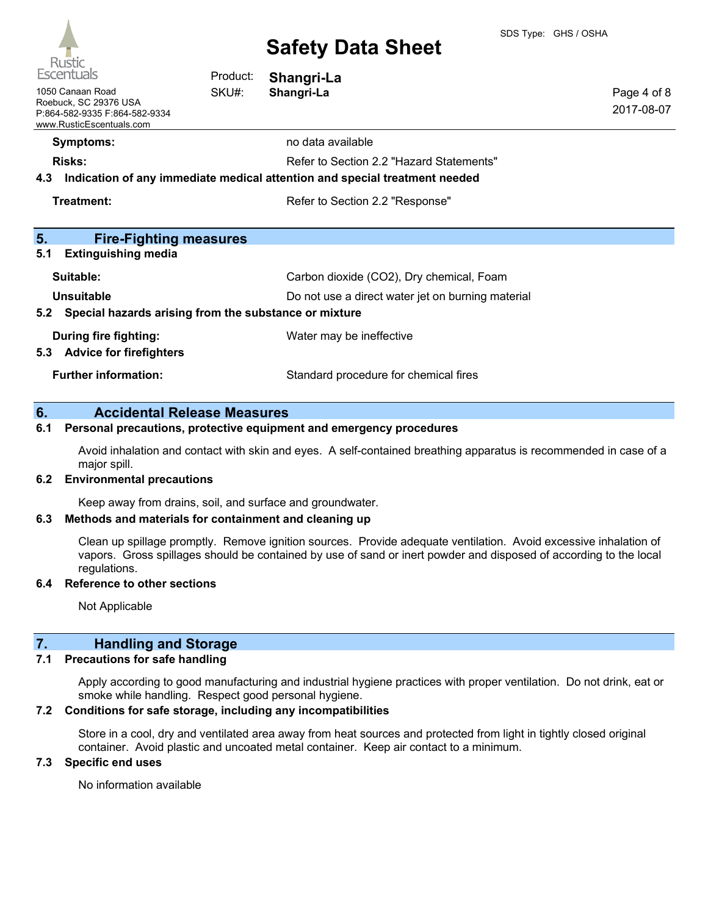**Symptoms:** no data available

**Risks:** Refer to Section 2.2 "Hazard Statements"

### 4.3 Indication of any immediate medical attention and special treatment needed

**Treatment:** Refer to Section 2.2 "Response"

## 5. Fire-Fighting measures

### 5.1 Extinguishing media

**Suitable:** Carbon dioxide ($CO_2$), Dry chemical, Foam

**Unsuitable** Do not use a direct water jet on burning material

### 5.2 Special hazards arising from the substance or mixture

**During fire fighting:** Water may be ineffective

### 5.3 Advice for firefighters

**Further information:** Standard procedure for chemical fires

## 6. Accidental Release Measures

### 6.1 Personal precautions, protective equipment and emergency procedures

Avoid inhalation and contact with skin and eyes. A self-contained breathing apparatus is recommended in case of a major spill.

### 6.2 Environmental precautions

Keep away from drains, soil, and surface and groundwater.

### 6.3 Methods and materials for containment and cleaning up

Clean up spillage promptly. Remove ignition sources. Provide adequate ventilation. Avoid excessive inhalation of vapors. Gross spillages should be contained by use of sand or inert powder and disposed of according to the local regulations.

### 6.4 Reference to other sections

Not Applicable

## 7. Handling and Storage

### 7.1 Precautions for safe handling

Apply according to good manufacturing and industrial hygiene practices with proper ventilation. Do not drink, eat or smoke while handling. Respect good personal hygiene.

### 7.2 Conditions for safe storage, including any incompatibilities

Store in a cool, dry and ventilated area away from heat sources and protected from light in tightly closed original container. Avoid plastic and uncoated metal container. Keep air contact to a minimum.

### 7.3 Specific end uses

No information available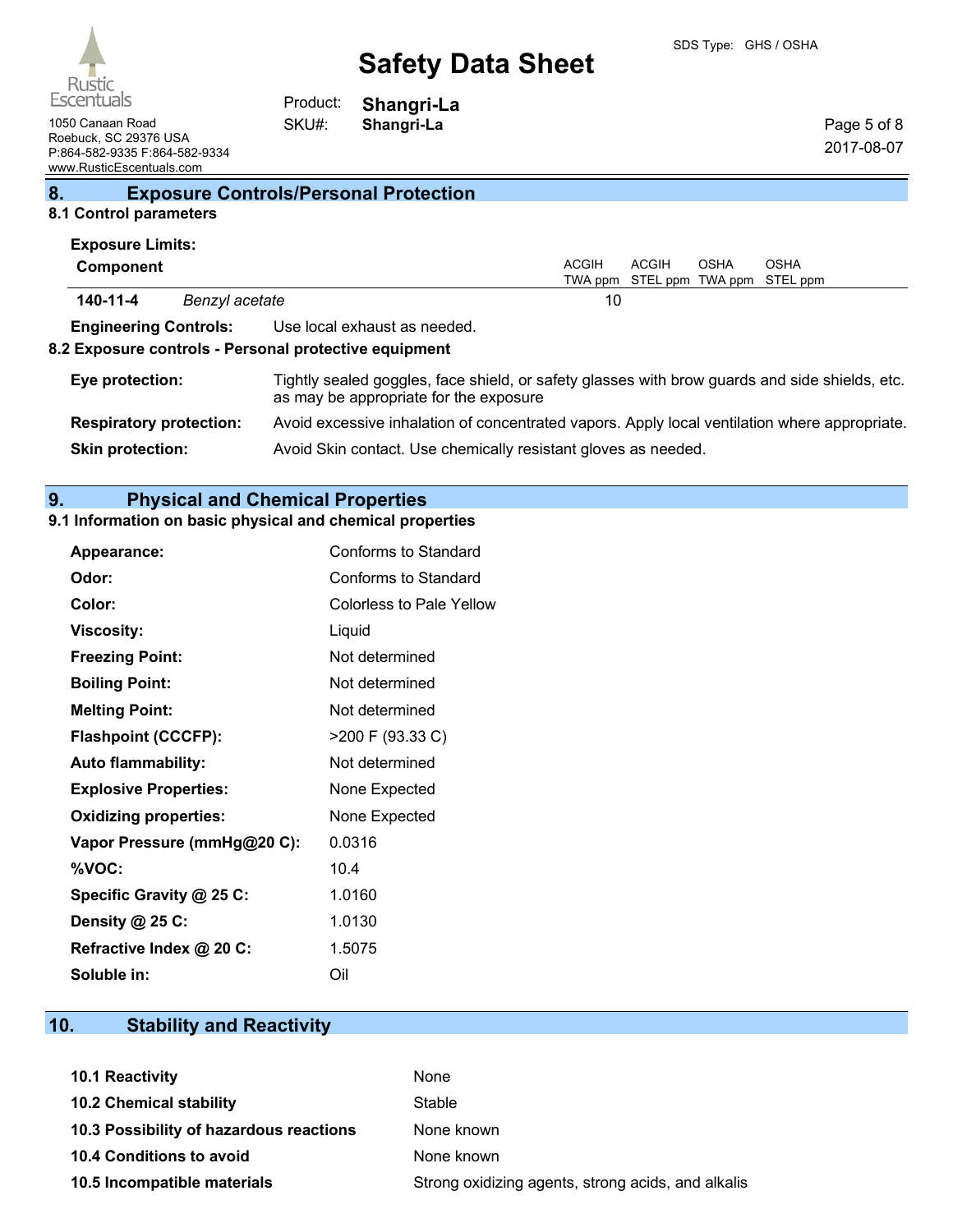## 8. Exposure Controls/Personal Protection

### 8.1 Control parameters

**Exposure Limits:**

| Component | | ACGIH TWA ppm | ACGIH STEL ppm | OSHA TWA ppm | OSHA STEL ppm |
|---|---|---|---|---|---|
| **140-11-4** | *Benzyl acetate* | 10 | | | |

**Engineering Controls:** Use local exhaust as needed.

### 8.2 Exposure controls - Personal protective equipment

**Eye protection:** Tightly sealed goggles, face shield, or safety glasses with brow guards and side shields, etc. as may be appropriate for the exposure

**Respiratory protection:** Avoid excessive inhalation of concentrated vapors. Apply local ventilation where appropriate.

**Skin protection:** Avoid Skin contact. Use chemically resistant gloves as needed.

## 9. Physical and Chemical Properties

### 9.1 Information on basic physical and chemical properties

| | |
|---|---|
| **Appearance:** | Conforms to Standard |
| **Odor:** | Conforms to Standard |
| **Color:** | Colorless to Pale Yellow |
| **Viscosity:** | Liquid |
| **Freezing Point:** | Not determined |
| **Boiling Point:** | Not determined |
| **Melting Point:** | Not determined |
| **Flashpoint (CCCFP):** | >200 F (93.33 C) |
| **Auto flammability:** | Not determined |
| **Explosive Properties:** | None Expected |
| **Oxidizing properties:** | None Expected |
| **Vapor Pressure (mmHg@20 C):** | 0.0316 |
| **%VOC:** | 10.4 |
| **Specific Gravity @ 25 C:** | 1.0160 |
| **Density @ 25 C:** | 1.0130 |
| **Refractive Index @ 20 C:** | 1.5075 |
| **Soluble in:** | Oil |

## 10. Stability and Reactivity

| | |
|---|---|
| **10.1 Reactivity** | None |
| **10.2 Chemical stability** | Stable |
| **10.3 Possibility of hazardous reactions** | None known |
| **10.4 Conditions to avoid** | None known |
| **10.5 Incompatible materials** | Strong oxidizing agents, strong acids, and alkalis |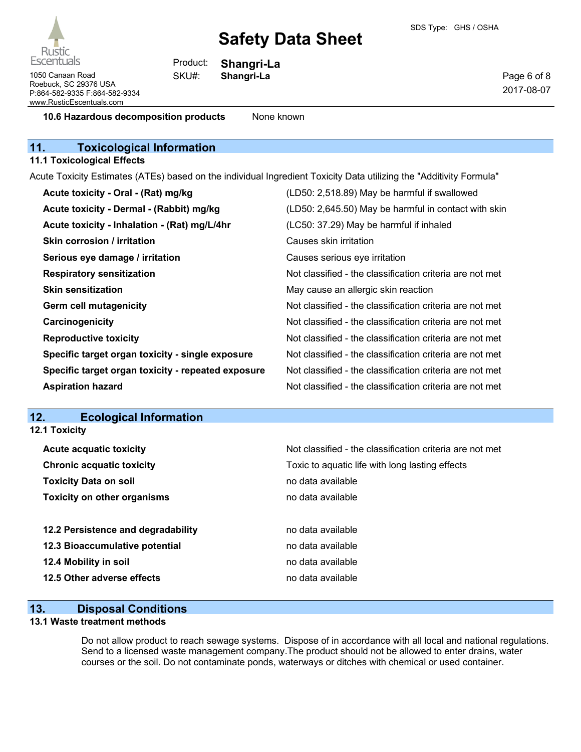**10.6 Hazardous decomposition products** None known

## 11. Toxicological Information

### 11.1 Toxicological Effects

Acute Toxicity Estimates (ATEs) based on the individual Ingredient Toxicity Data utilizing the "Additivity Formula"

| | |
|---|---|
| **Acute toxicity - Oral - (Rat) mg/kg** | (LD50: 2,518.89) May be harmful if swallowed |
| **Acute toxicity - Dermal - (Rabbit) mg/kg** | (LD50: 2,645.50) May be harmful in contact with skin |
| **Acute toxicity - Inhalation - (Rat) mg/L/4hr** | (LC50: 37.29) May be harmful if inhaled |
| **Skin corrosion / irritation** | Causes skin irritation |
| **Serious eye damage / irritation** | Causes serious eye irritation |
| **Respiratory sensitization** | Not classified - the classification criteria are not met |
| **Skin sensitization** | May cause an allergic skin reaction |
| **Germ cell mutagenicity** | Not classified - the classification criteria are not met |
| **Carcinogenicity** | Not classified - the classification criteria are not met |
| **Reproductive toxicity** | Not classified - the classification criteria are not met |
| **Specific target organ toxicity - single exposure** | Not classified - the classification criteria are not met |
| **Specific target organ toxicity - repeated exposure** | Not classified - the classification criteria are not met |
| **Aspiration hazard** | Not classified - the classification criteria are not met |

## 12. Ecological Information

### 12.1 Toxicity

| | |
|---|---|
| **Acute acquatic toxicity** | Not classified - the classification criteria are not met |
| **Chronic acquatic toxicity** | Toxic to aquatic life with long lasting effects |
| **Toxicity Data on soil** | no data available |
| **Toxicity on other organisms** | no data available |

| | |
|---|---|
| **12.2 Persistence and degradability** | no data available |
| **12.3 Bioaccumulative potential** | no data available |
| **12.4 Mobility in soil** | no data available |
| **12.5 Other adverse effects** | no data available |

## 13. Disposal Conditions

### 13.1 Waste treatment methods

Do not allow product to reach sewage systems. Dispose of in accordance with all local and national regulations. Send to a licensed waste management company.The product should not be allowed to enter drains, water courses or the soil. Do not contaminate ponds, waterways or ditches with chemical or used container.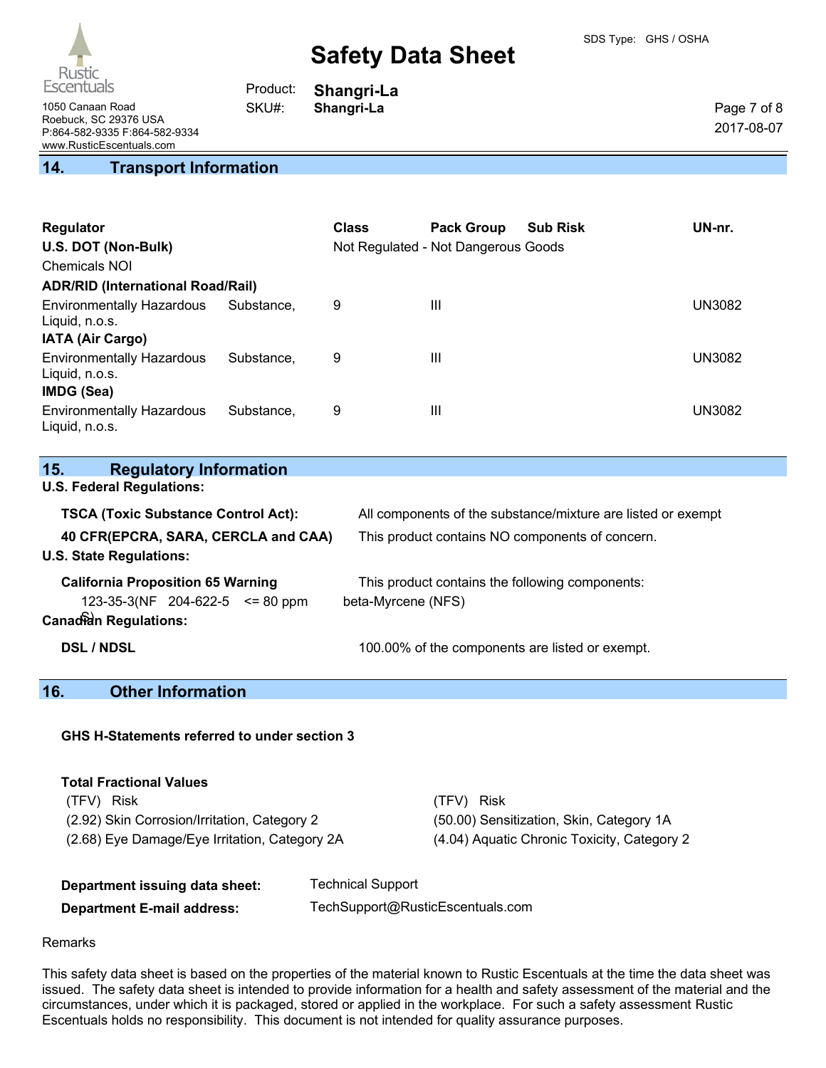## 14. Transport Information

| Regulator | Class | Pack Group | Sub Risk | UN-nr. |
|---|---|---|---|---|
| **U.S. DOT (Non-Bulk)** | Not Regulated - Not Dangerous Goods | | | |
| Chemicals NOI | | | | |
| **ADR/RID (International Road/Rail)** | | | | |
| Environmentally Hazardous Substance, Liquid, n.o.s. | 9 | III | | UN3082 |
| **IATA (Air Cargo)** | | | | |
| Environmentally Hazardous Substance, Liquid, n.o.s. | 9 | III | | UN3082 |
| **IMDG (Sea)** | | | | |
| Environmentally Hazardous Substance, Liquid, n.o.s. | 9 | III | | UN3082 |

## 15. Regulatory Information

**U.S. Federal Regulations:**

**TSCA (Toxic Substance Control Act):** All components of the substance/mixture are listed or exempt

**40 CFR(EPCRA, SARA, CERCLA and CAA)** This product contains NO components of concern.

**U.S. State Regulations:**

**California Proposition 65 Warning** This product contains the following components:

123-35-3(NFS) 204-622-5 <= 80 ppm beta-Myrcene (NFS)

**Canadian Regulations:**

**DSL / NDSL** 100.00% of the components are listed or exempt.

## 16. Other Information

**GHS H-Statements referred to under section 3**

**Total Fractional Values**

| (TFV) Risk | (TFV) Risk |
|---|---|
| (2.92) Skin Corrosion/Irritation, Category 2 | (50.00) Sensitization, Skin, Category 1A |
| (2.68) Eye Damage/Eye Irritation, Category 2A | (4.04) Aquatic Chronic Toxicity, Category 2 |

**Department issuing data sheet:** Technical Support

**Department E-mail address:** TechSupport@RusticEscentuals.com

Remarks

This safety data sheet is based on the properties of the material known to Rustic Escentuals at the time the data sheet was issued. The safety data sheet is intended to provide information for a health and safety assessment of the material and the circumstances, under which it is packaged, stored or applied in the workplace. For such a safety assessment Rustic Escentuals holds no responsibility. This document is not intended for quality assurance purposes.